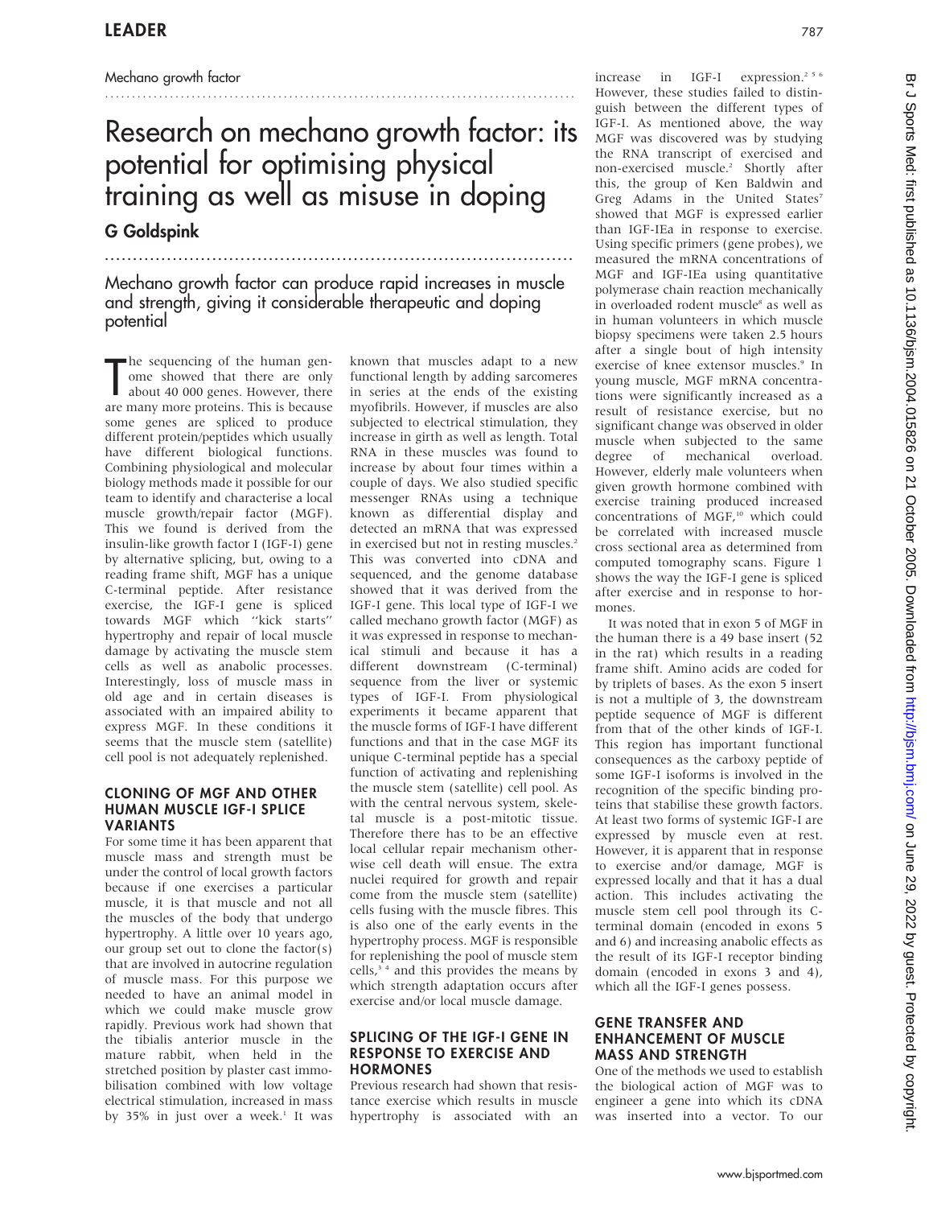Mechano growth factor

# Research on mechano growth factor: its potential for optimising physical training as well as misuse in doping

## G Goldspink

**Mechano growth factor can produce rapid increases in muscle and strength, giving it considerable therapeutic and doping potential**

The sequencing of the human genome showed that there are only about 40 000 genes. However, there are many more proteins. This is because some genes are spliced to produce different protein/peptides which usually have different biological functions. Combining physiological and molecular biology methods made it possible for our team to identify and characterise a local muscle growth/repair factor (MGF). This we found is derived from the insulin-like growth factor I (IGF-I) gene by alternative splicing, but, owing to a reading frame shift, MGF has a unique C-terminal peptide. After resistance exercise, the IGF-I gene is spliced towards MGF which "kick starts" hypertrophy and repair of local muscle damage by activating the muscle stem cells as well as anabolic processes. Interestingly, loss of muscle mass in old age and in certain diseases is associated with an impaired ability to express MGF. In these conditions it seems that the muscle stem (satellite) cell pool is not adequately replenished.

### CLONING OF MGF AND OTHER HUMAN MUSCLE IGF-I SPLICE VARIANTS

For some time it has been apparent that muscle mass and strength must be under the control of local growth factors because if one exercises a particular muscle, it is that muscle and not all the muscles of the body that undergo hypertrophy. A little over 10 years ago, our group set out to clone the factor(s) that are involved in autocrine regulation of muscle mass. For this purpose we needed to have an animal model in which we could make muscle grow rapidly. Previous work had shown that the tibialis anterior muscle in the mature rabbit, when held in the stretched position by plaster cast immobilisation combined with low voltage electrical stimulation, increased in mass by 35% in just over a week.[1] It was known that muscles adapt to a new functional length by adding sarcomeres in series at the ends of the existing myofibrils. However, if muscles are also subjected to electrical stimulation, they increase in girth as well as length. Total RNA in these muscles was found to increase by about four times within a couple of days. We also studied specific messenger RNAs using a technique known as differential display and detected an mRNA that was expressed in exercised but not in resting muscles.[2] This was converted into cDNA and sequenced, and the genome database showed that it was derived from the IGF-I gene. This local type of IGF-I we called mechano growth factor (MGF) as it was expressed in response to mechanical stimuli and because it has a different downstream (C-terminal) sequence from the liver or systemic types of IGF-I. From physiological experiments it became apparent that the muscle forms of IGF-I have different functions and that in the case MGF its unique C-terminal peptide has a special function of activating and replenishing the muscle stem (satellite) cell pool. As with the central nervous system, skeletal muscle is a post-mitotic tissue. Therefore there has to be an effective local cellular repair mechanism otherwise cell death will ensue. The extra nuclei required for growth and repair come from the muscle stem (satellite) cells fusing with the muscle fibres. This is also one of the early events in the hypertrophy process. MGF is responsible for replenishing the pool of muscle stem cells,[3,4] and this provides the means by which strength adaptation occurs after exercise and/or local muscle damage.

### SPLICING OF THE IGF-I GENE IN RESPONSE TO EXERCISE AND HORMONES

Previous research had shown that resistance exercise which results in muscle hypertrophy is associated with an increase in IGF-I expression.[2,5,6] However, these studies failed to distinguish between the different types of IGF-I. As mentioned above, the way MGF was discovered was by studying the RNA transcript of exercised and non-exercised muscle.[2] Shortly after this, the group of Ken Baldwin and Greg Adams in the United States[7] showed that MGF is expressed earlier than IGF-IEa in response to exercise. Using specific primers (gene probes), we measured the mRNA concentrations of MGF and IGF-IEa using quantitative polymerase chain reaction mechanically in overloaded rodent muscle[8] as well as in human volunteers in which muscle biopsy specimens were taken 2.5 hours after a single bout of high intensity exercise of knee extensor muscles.[9] In young muscle, MGF mRNA concentrations were significantly increased as a result of resistance exercise, but no significant change was observed in older muscle when subjected to the same degree of mechanical overload. However, elderly male volunteers when given growth hormone combined with exercise training produced increased concentrations of MGF,[10] which could be correlated with increased muscle cross sectional area as determined from computed tomography scans. Figure 1 shows the way the IGF-I gene is spliced after exercise and in response to hormones.

It was noted that in exon 5 of MGF in the human there is a 49 base insert (52 in the rat) which results in a reading frame shift. Amino acids are coded for by triplets of bases. As the exon 5 insert is not a multiple of 3, the downstream peptide sequence of MGF is different from that of the other kinds of IGF-I. This region has important functional consequences as the carboxy peptide of some IGF-I isoforms is involved in the recognition of the specific binding proteins that stabilise these growth factors. At least two forms of systemic IGF-I are expressed by muscle even at rest. However, it is apparent that in response to exercise and/or damage, MGF is expressed locally and that it has a dual action. This includes activating the muscle stem cell pool through its C-terminal domain (encoded in exons 5 and 6) and increasing anabolic effects as the result of its IGF-I receptor binding domain (encoded in exons 3 and 4), which all the IGF-I genes possess.

### GENE TRANSFER AND ENHANCEMENT OF MUSCLE MASS AND STRENGTH

One of the methods we used to establish the biological action of MGF was to engineer a gene into which its cDNA was inserted into a vector. To our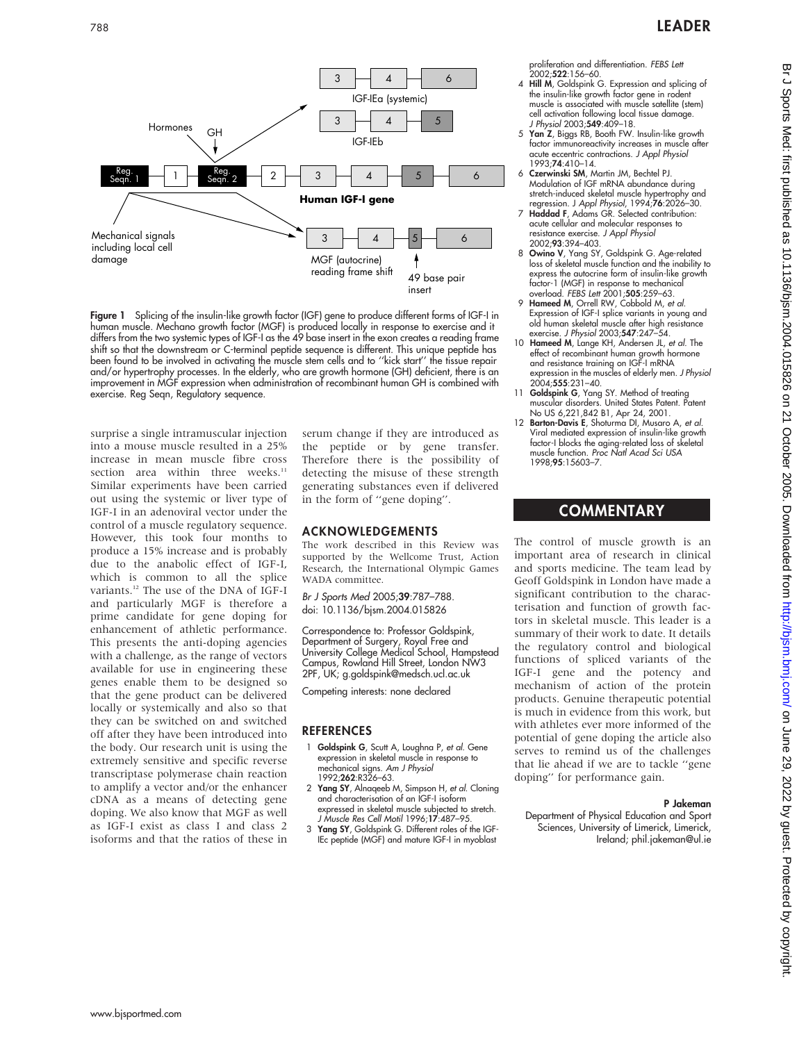Figure 1 Splicing of the insulin-like growth factor (IGF) gene to produce different forms of IGF-I in human muscle. Mechano growth factor (MGF) is produced locally in response to exercise and it differs from the two systemic types of IGF-I as the 49 base insert in the exon creates a reading frame shift so that the downstream or C-terminal peptide sequence is different. This unique peptide has been found to be involved in activating the muscle stem cells and to ''kick start'' the tissue repair and/or hypertrophy processes. In the elderly, who are growth hormone (GH) deficient, there is an improvement in MGF expression when administration of recombinant human GH is combined with exercise. Reg Seqn, Regulatory sequence.

surprise a single intramuscular injection into a mouse muscle resulted in a 25% increase in mean muscle fibre cross section area within three weeks.[11] Similar experiments have been carried out using the systemic or liver type of IGF-I in an adenoviral vector under the control of a muscle regulatory sequence. However, this took four months to produce a 15% increase and is probably due to the anabolic effect of IGF-I, which is common to all the splice variants.[12] The use of the DNA of IGF-I and particularly MGF is therefore a prime candidate for gene doping for enhancement of athletic performance. This presents the anti-doping agencies with a challenge, as the range of vectors available for use in engineering these genes enable them to be designed so that the gene product can be delivered locally or systemically and also so that they can be switched on and switched off after they have been introduced into the body. Our research unit is using the extremely sensitive and specific reverse transcriptase polymerase chain reaction to amplify a vector and/or the enhancer cDNA as a means of detecting gene doping. We also know that MGF as well as IGF-I exist as class I and class 2 isoforms and that the ratios of these in serum change if they are introduced as the peptide or by gene transfer. Therefore there is the possibility of detecting the misuse of these strength generating substances even if delivered in the form of ''gene doping''.

## ACKNOWLEDGEMENTS

The work described in this Review was supported by the Wellcome Trust, Action Research, the International Olympic Games WADA committee.

*Br J Sports Med* 2005;**39**:787–788.
doi: 10.1136/bjsm.2004.015826

Correspondence to: Professor Goldspink, Department of Surgery, Royal Free and University College Medical School, Hampstead Campus, Rowland Hill Street, London NW3 2PF, UK; g.goldspink@medsch.ucl.ac.uk

Competing interests: none declared

## REFERENCES

1. **Goldspink G**, Scutt A, Loughna P, *et al*. Gene expression in skeletal muscle in response to mechanical signs. *Am J Physiol* 1992;**262**:R326–63.
2. **Yang SY**, Alnaqeeb M, Simpson H, *et al*. Cloning and characterisation of an IGF-I isoform expressed in skeletal muscle subjected to stretch. *J Muscle Res Cell Motil* 1996;**17**:487–95.
3. **Yang SY**, Goldspink G. Different roles of the IGF-IEc peptide (MGF) and mature IGF-I in myoblast proliferation and differentiation. *FEBS Lett* 2002;**522**:156–60.
4. **Hill M**, Goldspink G. Expression and splicing of the insulin-like growth factor gene in rodent muscle is associated with muscle satellite (stem) cell activation following local tissue damage. *J Physiol* 2003;**549**:409–18.
5. **Yan Z**, Biggs RB, Booth FW. Insulin-like growth factor immunoreactivity increases in muscle after acute eccentric contractions. *J Appl Physiol* 1993;**74**:410–14.
6. **Czerwinski SM**, Martin JM, Bechtel PJ. Modulation of IGF mRNA abundance during stretch-induced skeletal muscle hypertrophy and regression. J *Appl Physiol*, 1994;**76**:2026–30.
7. **Haddad F**, Adams GR. Selected contribution: acute cellular and molecular responses to resistance exercise. *J Appl Physiol* 2002;**93**:394–403.
8. **Owino V**, Yang SY, Goldspink G. Age-related loss of skeletal muscle function and the inability to express the autocrine form of insulin-like growth factor-1 (MGF) in response to mechanical overload. *FEBS Lett* 2001;**505**:259–63.
9. **Hameed M**, Orrell RW, Cobbold M, *et al*. Expression of IGF-I splice variants in young and old human skeletal muscle after high resistance exercise. *J Physiol* 2003;**547**:247–54.
10. **Hameed M**, Lange KH, Andersen JL, *et al*. The effect of recombinant human growth hormone and resistance training on IGF-I mRNA expression in the muscles of elderly men. *J Physiol* 2004;**555**:231–40.
11. **Goldspink G**, Yang SY. Method of treating muscular disorders. United States Patent. Patent No US 6,221,842 B1, Apr 24, 2001.
12. **Barton-Davis E**, Shoturma DI, Musaro A, *et al*. Viral mediated expression of insulin-like growth factor-I blocks the aging-related loss of skeletal muscle function. *Proc Natl Acad Sci USA* 1998;**95**:15603–7.

## COMMENTARY

The control of muscle growth is an important area of research in clinical and sports medicine. The team lead by Geoff Goldspink in London have made a significant contribution to the characterisation and function of growth factors in skeletal muscle. This leader is a summary of their work to date. It details the regulatory control and biological functions of spliced variants of the IGF-I gene and the potency and mechanism of action of the protein products. Genuine therapeutic potential is much in evidence from this work, but with athletes ever more informed of the potential of gene doping the article also serves to remind us of the challenges that lie ahead if we are to tackle ''gene doping'' for performance gain.

**P Jakeman**
Department of Physical Education and Sport Sciences, University of Limerick, Limerick, Ireland; phil.jakeman@ul.ie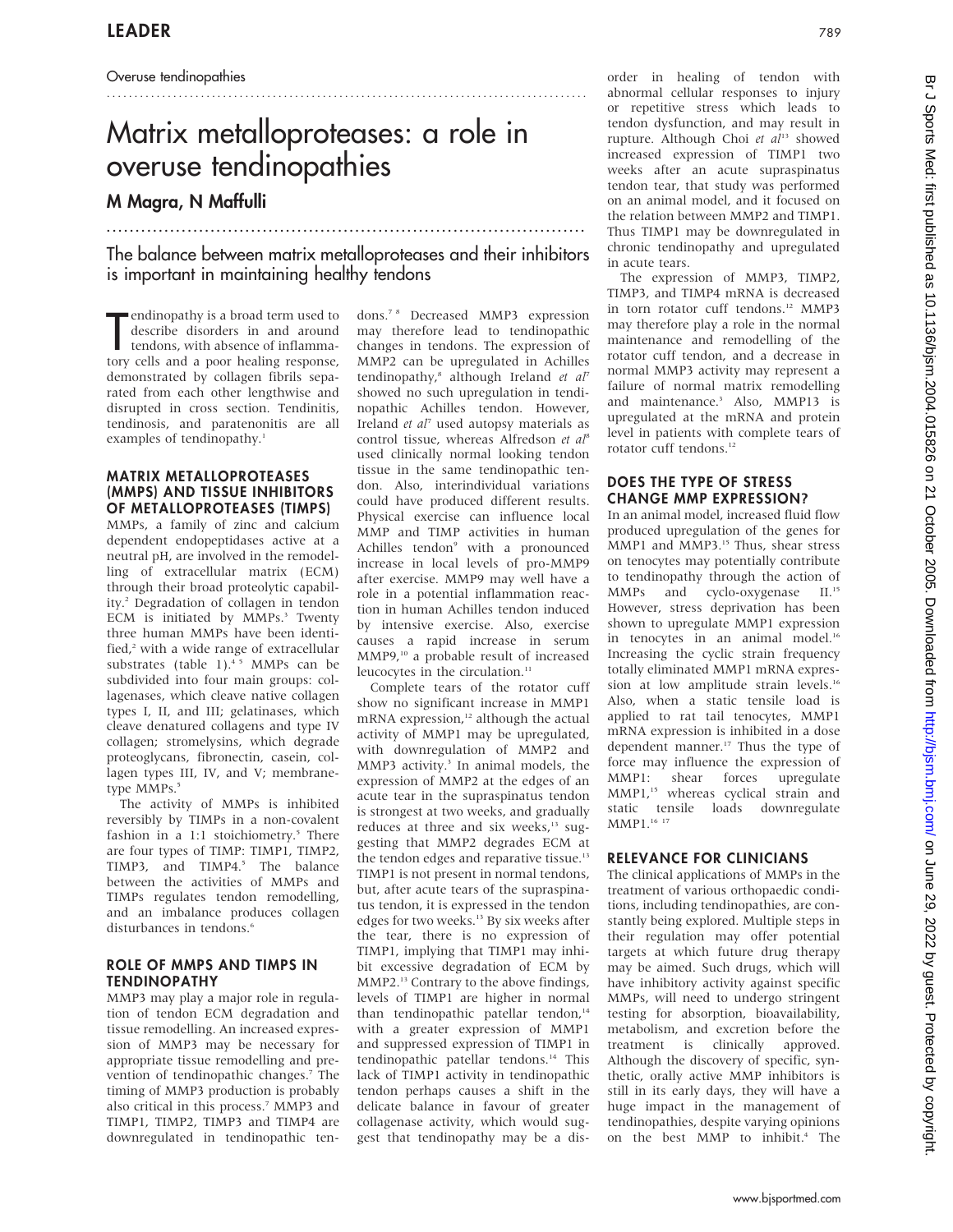Overuse tendinopathies

# Matrix metalloproteases: a role in overuse tendinopathies

## M Magra, N Maffulli

The balance between matrix metalloproteases and their inhibitors is important in maintaining healthy tendons

Tendinopathy is a broad term used to describe disorders in and around tendons, with absence of inflammatory cells and a poor healing response, demonstrated by collagen fibrils separated from each other lengthwise and disrupted in cross section. Tendinitis, tendinosis, and paratenonitis are all examples of tendinopathy.[1]

### MATRIX METALLOPROTEASES (MMPS) AND TISSUE INHIBITORS OF METALLOPROTEASES (TIMPS)

MMPs, a family of zinc and calcium dependent endopeptidases active at a neutral pH, are involved in the remodelling of extracellular matrix (ECM) through their broad proteolytic capability.[2] Degradation of collagen in tendon ECM is initiated by MMPs.[3] Twenty three human MMPs have been identified,[2] with a wide range of extracellular substrates (table 1).[4 5] MMPs can be subdivided into four main groups: collagenases, which cleave native collagen types I, II, and III; gelatinases, which cleave denatured collagens and type IV collagen; stromelysins, which degrade proteoglycans, fibronectin, casein, collagen types III, IV, and V; membrane-type MMPs.[5]

The activity of MMPs is inhibited reversibly by TIMPs in a non-covalent fashion in a 1:1 stoichiometry.[5] There are four types of TIMP: TIMP1, TIMP2, TIMP3, and TIMP4.[5] The balance between the activities of MMPs and TIMPs regulates tendon remodelling, and an imbalance produces collagen disturbances in tendons.[6]

### ROLE OF MMPS AND TIMPS IN TENDINOPATHY

MMP3 may play a major role in regulation of tendon ECM degradation and tissue remodelling. An increased expression of MMP3 may be necessary for appropriate tissue remodelling and prevention of tendinopathic changes.[7] The timing of MMP3 production is probably also critical in this process.[7] MMP3 and TIMP1, TIMP2, TIMP3 and TIMP4 are downregulated in tendinopathic tendons.[7 8] Decreased MMP3 expression may therefore lead to tendinopathic changes in tendons. The expression of MMP2 can be upregulated in Achilles tendinopathy,[8] although Ireland *et al*[7] showed no such upregulation in tendinopathic Achilles tendon. However, Ireland *et al*[7] used autopsy materials as control tissue, whereas Alfredson *et al*[8] used clinically normal looking tendon tissue in the same tendinopathic tendon. Also, interindividual variations could have produced different results. Physical exercise can influence local MMP and TIMP activities in human Achilles tendon[9] with a pronounced increase in local levels of pro-MMP9 after exercise. MMP9 may well have a role in a potential inflammation reaction in human Achilles tendon induced by intensive exercise. Also, exercise causes a rapid increase in serum MMP9,[10] a probable result of increased leucocytes in the circulation.[11]

Complete tears of the rotator cuff show no significant increase in MMP1 mRNA expression,[12] although the actual activity of MMP1 may be upregulated, with downregulation of MMP2 and MMP3 activity.[3] In animal models, the expression of MMP2 at the edges of an acute tear in the supraspinatus tendon is strongest at two weeks, and gradually reduces at three and six weeks,[13] suggesting that MMP2 degrades ECM at the tendon edges and reparative tissue.[13] TIMP1 is not present in normal tendons, but, after acute tears of the supraspinatus tendon, it is expressed in the tendon edges for two weeks.[13] By six weeks after the tear, there is no expression of TIMP1, implying that TIMP1 may inhibit excessive degradation of ECM by MMP2.[13] Contrary to the above findings, levels of TIMP1 are higher in normal than tendinopathic patellar tendon,[14] with a greater expression of MMP1 and suppressed expression of TIMP1 in tendinopathic patellar tendons.[14] This lack of TIMP1 activity in tendinopathic tendon perhaps causes a shift in the delicate balance in favour of greater collagenase activity, which would suggest that tendinopathy may be a disorder in healing of tendon with abnormal cellular responses to injury or repetitive stress which leads to tendon dysfunction, and may result in rupture. Although Choi *et al*[13] showed increased expression of TIMP1 two weeks after an acute supraspinatus tendon tear, that study was performed on an animal model, and it focused on the relation between MMP2 and TIMP1. Thus TIMP1 may be downregulated in chronic tendinopathy and upregulated in acute tears.

The expression of MMP3, TIMP2, TIMP3, and TIMP4 mRNA is decreased in torn rotator cuff tendons.[12] MMP3 may therefore play a role in the normal maintenance and remodelling of the rotator cuff tendon, and a decrease in normal MMP3 activity may represent a failure of normal matrix remodelling and maintenance.[3] Also, MMP13 is upregulated at the mRNA and protein level in patients with complete tears of rotator cuff tendons.[12]

### DOES THE TYPE OF STRESS CHANGE MMP EXPRESSION?

In an animal model, increased fluid flow produced upregulation of the genes for MMP1 and MMP3.[15] Thus, shear stress on tenocytes may potentially contribute to tendinopathy through the action of MMPs and cyclo-oxygenase II.[15] However, stress deprivation has been shown to upregulate MMP1 expression in tenocytes in an animal model.[16] Increasing the cyclic strain frequency totally eliminated MMP1 mRNA expression at low amplitude strain levels.[16] Also, when a static tensile load is applied to rat tail tenocytes, MMP1 mRNA expression is inhibited in a dose dependent manner.[17] Thus the type of force may influence the expression of MMP1: shear forces upregulate MMP1,[15] whereas cyclical strain and static tensile loads downregulate MMP1.[16 17]

### RELEVANCE FOR CLINICIANS

The clinical applications of MMPs in the treatment of various orthopaedic conditions, including tendinopathies, are constantly being explored. Multiple steps in their regulation may offer potential targets at which future drug therapy may be aimed. Such drugs, which will have inhibitory activity against specific MMPs, will need to undergo stringent testing for absorption, bioavailability, metabolism, and excretion before the treatment is clinically approved. Although the discovery of specific, synthetic, orally active MMP inhibitors is still in its early days, they will have a huge impact in the management of tendinopathies, despite varying opinions on the best MMP to inhibit.[4] The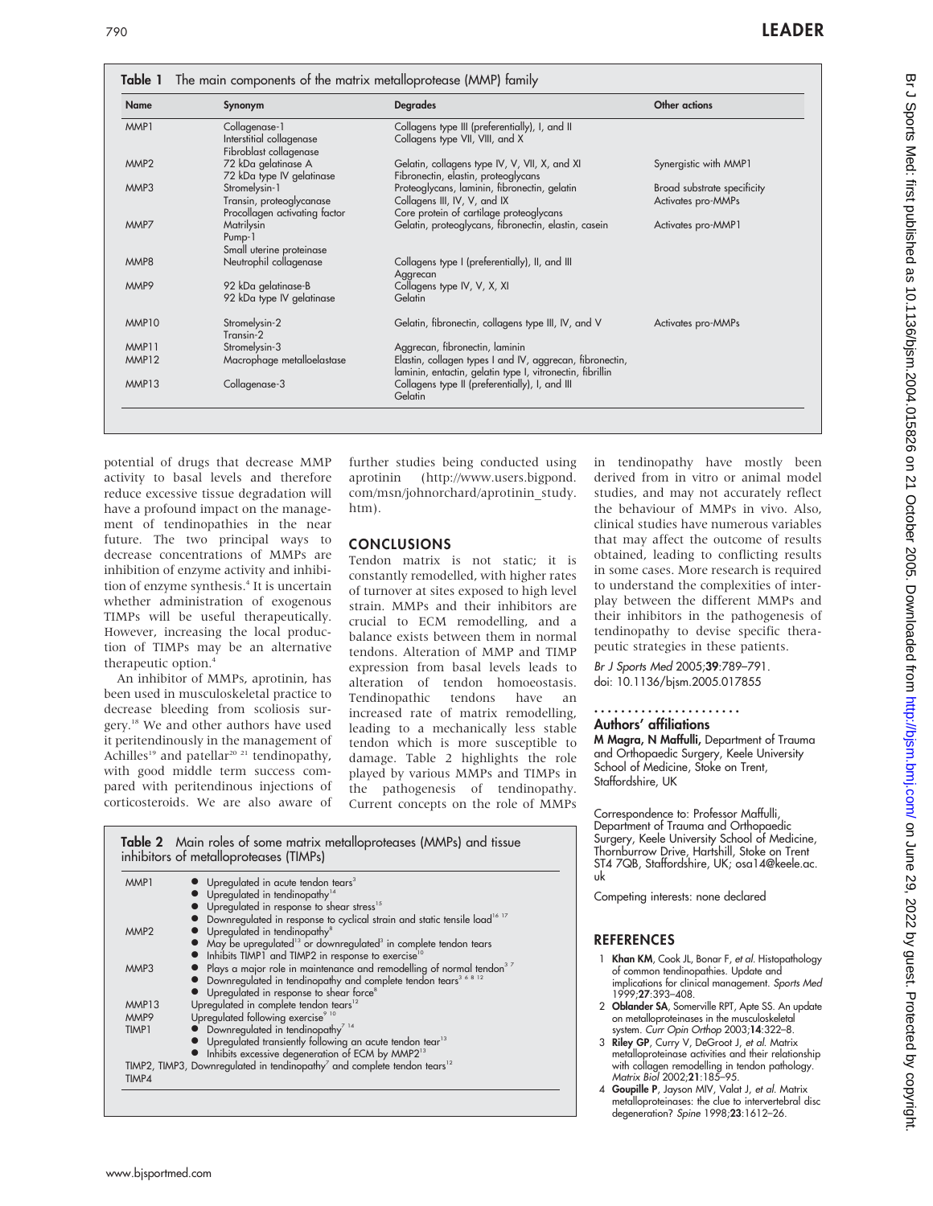**Table 1** The main components of the matrix metalloprotease (MMP) family

| Name | Synonym | Degrades | Other actions |
|---|---|---|---|
| MMP1 | Collagenase-1<br>Interstitial collagenase<br>Fibroblast collagenase | Collagens type III (preferentially), I, and II<br>Collagens type VII, VIII, and X | |
| MMP2 | 72 kDa gelatinase A<br>72 kDa type IV gelatinase | Gelatin, collagens type IV, V, VII, X, and XI<br>Fibronectin, elastin, proteoglycans | Synergistic with MMP1 |
| MMP3 | Stromelysin-1<br>Transin, proteoglycanase<br>Procollagen activating factor | Proteoglycans, laminin, fibronectin, gelatin<br>Collagens III, IV, V, and IX<br>Core protein of cartilage proteoglycans | Broad substrate specificity<br>Activates pro-MMPs |
| MMP7 | Matrilysin<br>Pump-1<br>Small uterine proteinase | Gelatin, proteoglycans, fibronectin, elastin, casein | Activates pro-MMP1 |
| MMP8 | Neutrophil collagenase | Collagens type I (preferentially), II, and III<br>Aggrecan | |
| MMP9 | 92 kDa gelatinase-B<br>92 kDa type IV gelatinase | Collagens type IV, V, X, XI<br>Gelatin | |
| MMP10 | Stromelysin-2<br>Transin-2 | Gelatin, fibronectin, collagens type III, IV, and V | Activates pro-MMPs |
| MMP11 | Stromelysin-3 | Aggrecan, fibronectin, laminin | |
| MMP12 | Macrophage metalloelastase | Elastin, collagen types I and IV, aggrecan, fibronectin, laminin, entactin, gelatin type I, vitronectin, fibrillin | |
| MMP13 | Collagenase-3 | Collagens type II (preferentially), I, and III<br>Gelatin | |

potential of drugs that decrease MMP activity to basal levels and therefore reduce excessive tissue degradation will have a profound impact on the management of tendinopathies in the near future. The two principal ways to decrease concentrations of MMPs are inhibition of enzyme activity and inhibition of enzyme synthesis.[4] It is uncertain whether administration of exogenous TIMPs will be useful therapeutically. However, increasing the local production of TIMPs may be an alternative therapeutic option.[4]

An inhibitor of MMPs, aprotinin, has been used in musculoskeletal practice to decrease bleeding from scoliosis surgery.[18] We and other authors have used it peritendinously in the management of Achilles[19] and patellar[20 21] tendinopathy, with good middle term success compared with peritendinous injections of corticosteroids. We are also aware of further studies being conducted using aprotinin (http://www.users.bigpond.com/msn/johnorchard/aprotinin_study.htm).

## CONCLUSIONS

Tendon matrix is not static; it is constantly remodelled, with higher rates of turnover at sites exposed to high level strain. MMPs and their inhibitors are crucial to ECM remodelling, and a balance exists between them in normal tendons. Alteration of MMP and TIMP expression from basal levels leads to alteration of tendon homoeostasis. Tendinopathic tendons have an increased rate of matrix remodelling, leading to a mechanically less stable tendon which is more susceptible to damage. Table 2 highlights the role played by various MMPs and TIMPs in the pathogenesis of tendinopathy. Current concepts on the role of MMPs in tendinopathy have mostly been derived from in vitro or animal model studies, and may not accurately reflect the behaviour of MMPs in vivo. Also, clinical studies have numerous variables that may affect the outcome of results obtained, leading to conflicting results in some cases. More research is required to understand the complexities of interplay between the different MMPs and their inhibitors in the pathogenesis of tendinopathy to devise specific therapeutic strategies in these patients.

*Br J Sports Med* 2005;**39**:789–791.
doi: 10.1136/bjsm.2005.017855

**Table 2** Main roles of some matrix metalloproteases (MMPs) and tissue inhibitors of metalloproteases (TIMPs)

| | |
|---|---|
| MMP1 | • Upregulated in acute tendon tears[3]<br>• Upregulated in tendinopathy[14]<br>• Upregulated in response to shear stress[15]<br>• Downregulated in response to cyclical strain and static tensile load[16 17] |
| MMP2 | • Upregulated in tendinopathy[8]<br>• May be upregulated[13] or downregulated[3] in complete tendon tears<br>• Inhibits TIMP1 and TIMP2 in response to exercise[10] |
| MMP3 | • Plays a major role in maintenance and remodelling of normal tendon[3 7]<br>• Downregulated in tendinopathy and complete tendon tears[3 6 8 12]<br>• Upregulated in response to shear force[8] |
| MMP13 | Upregulated in complete tendon tears[12] |
| MMP9 | Upregulated following exercise[9 10] |
| TIMP1 | • Downregulated in tendinopathy[7 14]<br>• Upregulated transiently following an acute tendon tear[13]<br>• Inhibits excessive degeneration of ECM by MMP2[13] |
| TIMP2, TIMP3, TIMP4 | Downregulated in tendinopathy[7] and complete tendon tears[12] |

### Authors' affiliations

**M Magra, N Maffulli,** Department of Trauma and Orthopaedic Surgery, Keele University School of Medicine, Stoke on Trent, Staffordshire, UK

Correspondence to: Professor Maffulli, Department of Trauma and Orthopaedic Surgery, Keele University School of Medicine, Thornburrow Drive, Hartshill, Stoke on Trent ST4 7QB, Staffordshire, UK; osa14@keele.ac.uk

Competing interests: none declared

## REFERENCES

1. **Khan KM**, Cook JL, Bonar F, *et al*. Histopathology of common tendinopathies. Update and implications for clinical management. *Sports Med* 1999;**27**:393–408.
2. **Oblander SA**, Somerville RPT, Apte SS. An update on metalloproteinases in the musculoskeletal system. *Curr Opin Orthop* 2003;**14**:322–8.
3. **Riley GP**, Curry V, DeGroot J, *et al*. Matrix metalloproteinase activities and their relationship with collagen remodelling in tendon pathology. *Matrix Biol* 2002;**21**:185–95.
4. **Goupille P**, Jayson MIV, Valat J, *et al*. Matrix metalloproteinases: the clue to intervertebral disc degeneration? *Spine* 1998;**23**:1612–26.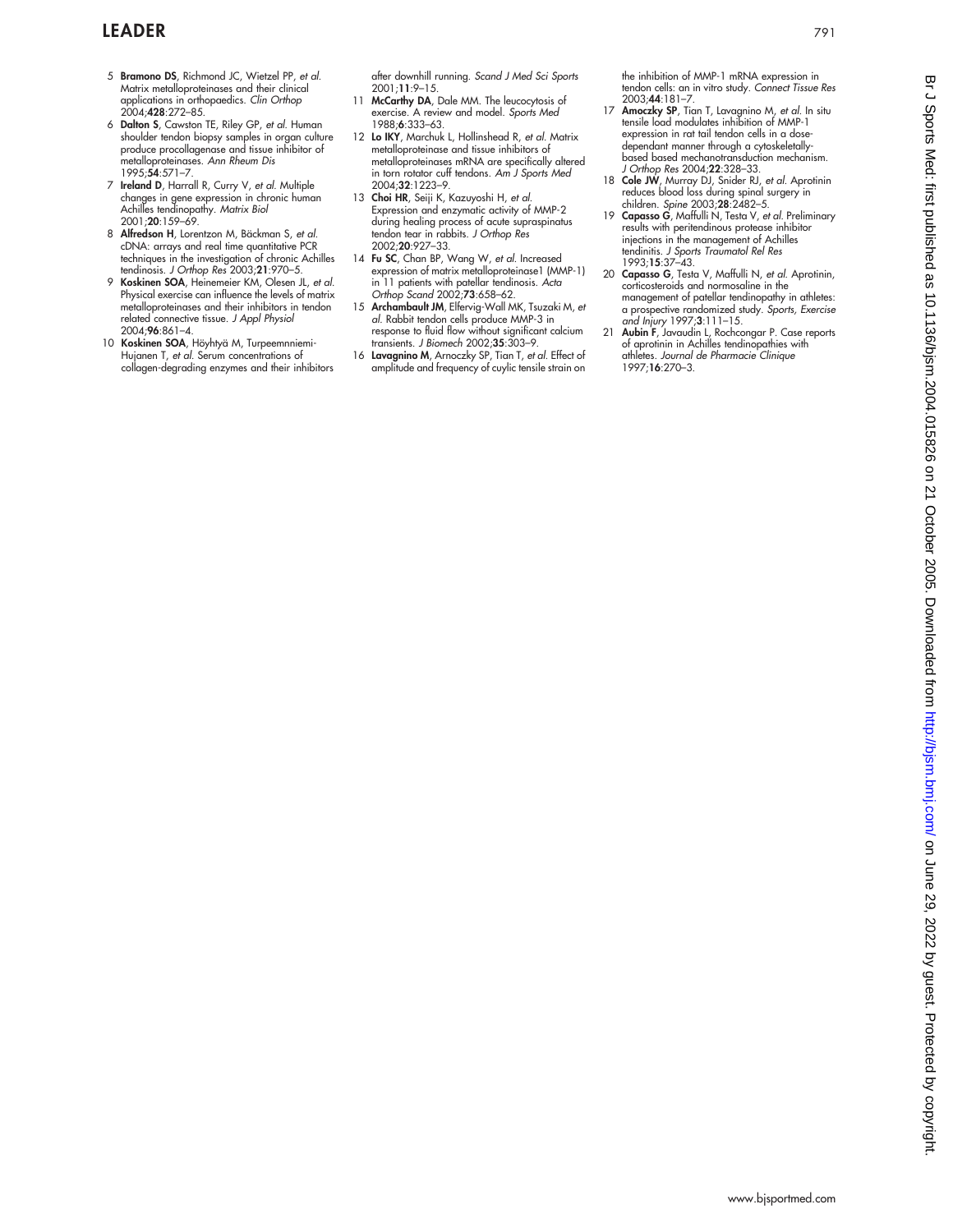5 **Bramono DS**, Richmond JC, Wietzel PP, *et al*. Matrix metalloproteinases and their clinical applications in orthopaedics. *Clin Orthop* 2004;**428**:272–85.

6 **Dalton S**, Cawston TE, Riley GP, *et al*. Human shoulder tendon biopsy samples in organ culture produce procollagenase and tissue inhibitor of metalloproteinases. *Ann Rheum Dis* 1995;**54**:571–7.

7 **Ireland D**, Harrall R, Curry V, *et al*. Multiple changes in gene expression in chronic human Achilles tendinopathy. *Matrix Biol* 2001;**20**:159–69.

8 **Alfredson H**, Lorentzon M, Bäckman S, *et al*. cDNA: arrays and real time quantitative PCR techniques in the investigation of chronic Achilles tendinosis. *J Orthop Res* 2003;**21**:970–5.

9 **Koskinen SOA**, Heinemeier KM, Olesen JL, *et al*. Physical exercise can influence the levels of matrix metalloproteinases and their inhibitors in tendon related connective tissue. *J Appl Physiol* 2004;**96**:861–4.

10 **Koskinen SOA**, Höyhtyä M, Turpeemnniemi-Hujanen T, *et al*. Serum concentrations of collagen-degrading enzymes and their inhibitors after downhill running. *Scand J Med Sci Sports* 2001;**11**:9–15.

11 **McCarthy DA**, Dale MM. The leucocytosis of exercise. A review and model. *Sports Med* 1988;**6**:333–63.

12 **Lo IKY**, Marchuk L, Hollinshead R, *et al*. Matrix metalloproteinase and tissue inhibitors of metalloproteinases mRNA are specifically altered in torn rotator cuff tendons. *Am J Sports Med* 2004;**32**:1223–9.

13 **Choi HR**, Seiji K, Kazuyoshi H, *et al*. Expression and enzymatic activity of MMP-2 during healing process of acute supraspinatus tendon tear in rabbits. *J Orthop Res* 2002;**20**:927–33.

14 **Fu SC**, Chan BP, Wang W, *et al*. Increased expression of matrix metalloproteinase1 (MMP-1) in 11 patients with patellar tendinosis. *Acta Orthop Scand* 2002;**73**:658–62.

15 **Archambault JM**, Elfervig-Wall MK, Tsuzaki M, *et al*. Rabbit tendon cells produce MMP-3 in response to fluid flow without significant calcium transients. *J Biomech* 2002;**35**:303–9.

16 **Lavagnino M**, Arnoczky SP, Tian T, *et al*. Effect of amplitude and frequency of cuylic tensile strain on the inhibition of MMP-1 mRNA expression in tendon cells: an in vitro study. *Connect Tissue Res* 2003;**44**:181–7.

17 **Arnoczky SP**, Tian T, Lavagnino M, *et al*. In situ tensile load modulates inhibition of MMP-1 expression in rat tail tendon cells in a dose-dependant manner through a cytoskeletally-based based mechanotransduction mechanism. *J Orthop Res* 2004;**22**:328–33.

18 **Cole JW**, Murray DJ, Snider RJ, *et al*. Aprotinin reduces blood loss during spinal surgery in children. *Spine* 2003;**28**:2482–5.

19 **Capasso G**, Maffulli N, Testa V, *et al*. Preliminary results with peritendinous protease inhibitor injections in the management of Achilles tendinitis. *J Sports Traumatol Rel Res* 1993;**15**:37–43.

20 **Capasso G**, Testa V, Maffulli N, *et al*. Aprotinin, corticosteroids and normosaline in the management of patellar tendinopathy in athletes: a prospective randomized study. *Sports, Exercise and Injury* 1997;**3**:111–15.

21 **Aubin F**, Javaudin L, Rochcongar P. Case reports of aprotinin in Achilles tendinopathies with athletes. *Journal de Pharmacie Clinique* 1997;**16**:270–3.